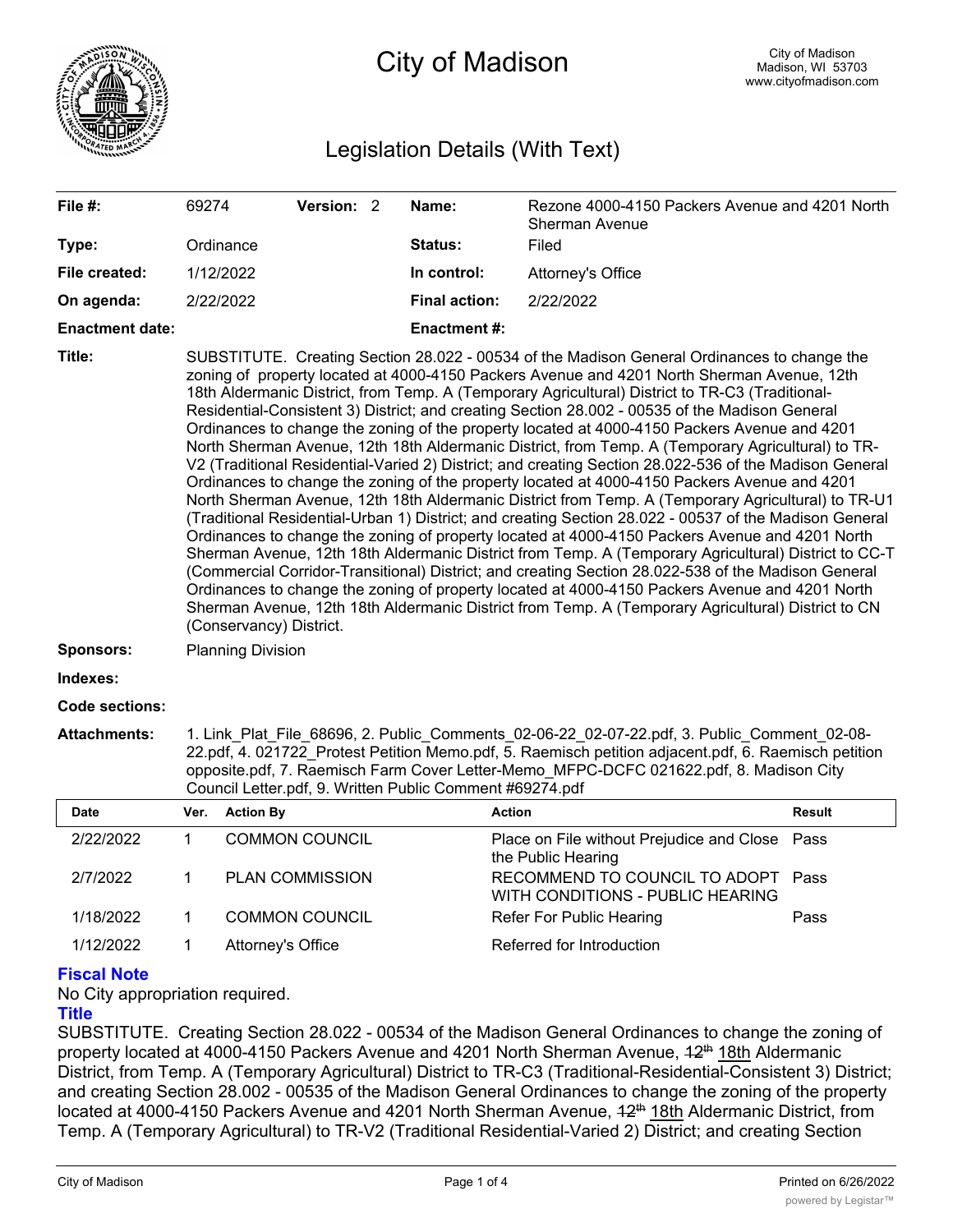# City of Madison

City of Madison
Madison, WI 53703
www.cityofmadison.com

## Legislation Details (With Text)

| | | | |
|---|---|---|---|
| **File #:** | 69274 **Version:** 2 | **Name:** | Rezone 4000-4150 Packers Avenue and 4201 North Sherman Avenue |
| **Type:** | Ordinance | **Status:** | Filed |
| **File created:** | 1/12/2022 | **In control:** | Attorney's Office |
| **On agenda:** | 2/22/2022 | **Final action:** | 2/22/2022 |
| **Enactment date:** | | **Enactment #:** | |

**Title:** SUBSTITUTE. Creating Section 28.022 - 00534 of the Madison General Ordinances to change the zoning of property located at 4000-4150 Packers Avenue and 4201 North Sherman Avenue, 12th 18th Aldermanic District, from Temp. A (Temporary Agricultural) District to TR-C3 (Traditional-Residential-Consistent 3) District; and creating Section 28.002 - 00535 of the Madison General Ordinances to change the zoning of the property located at 4000-4150 Packers Avenue and 4201 North Sherman Avenue, 12th 18th Aldermanic District, from Temp. A (Temporary Agricultural) to TR-V2 (Traditional Residential-Varied 2) District; and creating Section 28.022-536 of the Madison General Ordinances to change the zoning of the property located at 4000-4150 Packers Avenue and 4201 North Sherman Avenue, 12th 18th Aldermanic District from Temp. A (Temporary Agricultural) to TR-U1 (Traditional Residential-Urban 1) District; and creating Section 28.022 - 00537 of the Madison General Ordinances to change the zoning of property located at 4000-4150 Packers Avenue and 4201 North Sherman Avenue, 12th 18th Aldermanic District from Temp. A (Temporary Agricultural) District to CC-T (Commercial Corridor-Transitional) District; and creating Section 28.022-538 of the Madison General Ordinances to change the zoning of property located at 4000-4150 Packers Avenue and 4201 North Sherman Avenue, 12th 18th Aldermanic District from Temp. A (Temporary Agricultural) District to CN (Conservancy) District.

**Sponsors:** Planning Division

**Indexes:**

**Code sections:**

**Attachments:** 1. Link_Plat_File_68696, 2. Public_Comments_02-06-22_02-07-22.pdf, 3. Public_Comment_02-08-22.pdf, 4. 021722_Protest Petition Memo.pdf, 5. Raemisch petition adjacent.pdf, 6. Raemisch petition opposite.pdf, 7. Raemisch Farm Cover Letter-Memo_MFPC-DCFC 021622.pdf, 8. Madison City Council Letter.pdf, 9. Written Public Comment #69274.pdf

| Date | Ver. | Action By | Action | Result |
|---|---|---|---|---|
| 2/22/2022 | 1 | COMMON COUNCIL | Place on File without Prejudice and Close the Public Hearing | Pass |
| 2/7/2022 | 1 | PLAN COMMISSION | RECOMMEND TO COUNCIL TO ADOPT WITH CONDITIONS - PUBLIC HEARING | Pass |
| 1/18/2022 | 1 | COMMON COUNCIL | Refer For Public Hearing | Pass |
| 1/12/2022 | 1 | Attorney's Office | Referred for Introduction | |

### Fiscal Note

No City appropriation required.

### Title

SUBSTITUTE. Creating Section 28.022 - 00534 of the Madison General Ordinances to change the zoning of property located at 4000-4150 Packers Avenue and 4201 North Sherman Avenue, ~~12th~~ 18th Aldermanic District, from Temp. A (Temporary Agricultural) District to TR-C3 (Traditional-Residential-Consistent 3) District; and creating Section 28.002 - 00535 of the Madison General Ordinances to change the zoning of the property located at 4000-4150 Packers Avenue and 4201 North Sherman Avenue, ~~12th~~ 18th Aldermanic District, from Temp. A (Temporary Agricultural) to TR-V2 (Traditional Residential-Varied 2) District; and creating Section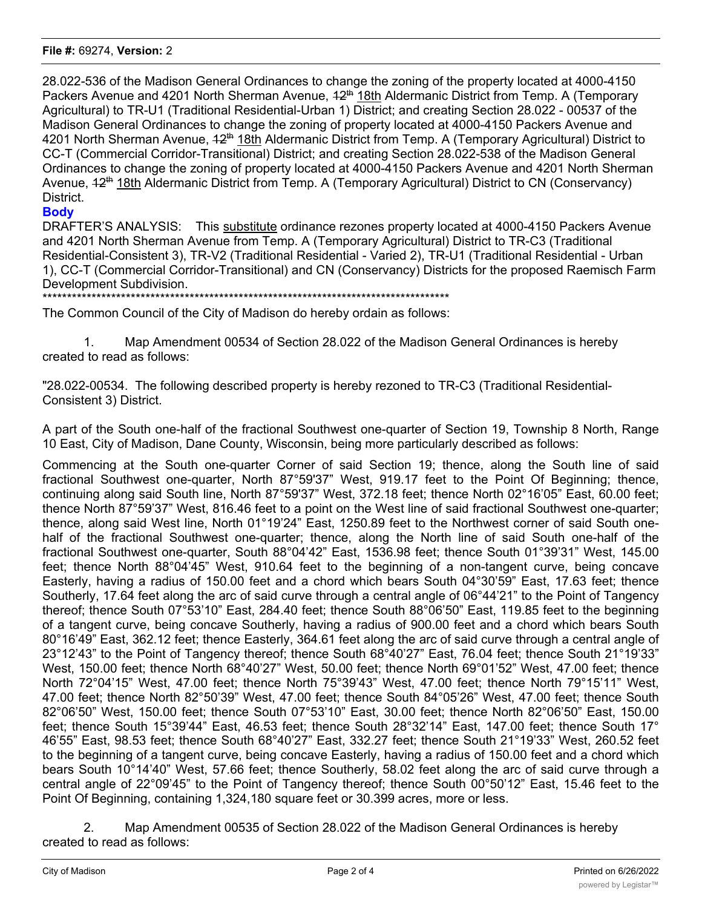28.022-536 of the Madison General Ordinances to change the zoning of the property located at 4000-4150 Packers Avenue and 4201 North Sherman Avenue, ~~12th~~ 18th Aldermanic District from Temp. A (Temporary Agricultural) to TR-U1 (Traditional Residential-Urban 1) District; and creating Section 28.022 - 00537 of the Madison General Ordinances to change the zoning of property located at 4000-4150 Packers Avenue and 4201 North Sherman Avenue, ~~12th~~ 18th Aldermanic District from Temp. A (Temporary Agricultural) District to CC-T (Commercial Corridor-Transitional) District; and creating Section 28.022-538 of the Madison General Ordinances to change the zoning of property located at 4000-4150 Packers Avenue and 4201 North Sherman Avenue, ~~12th~~ 18th Aldermanic District from Temp. A (Temporary Agricultural) District to CN (Conservancy) District.

**Body**

DRAFTER'S ANALYSIS: This substitute ordinance rezones property located at 4000-4150 Packers Avenue and 4201 North Sherman Avenue from Temp. A (Temporary Agricultural) District to TR-C3 (Traditional Residential-Consistent 3), TR-V2 (Traditional Residential - Varied 2), TR-U1 (Traditional Residential - Urban 1), CC-T (Commercial Corridor-Transitional) and CN (Conservancy) Districts for the proposed Raemisch Farm Development Subdivision.

\*\*\*\*\*\*\*\*\*\*\*\*\*\*\*\*\*\*\*\*\*\*\*\*\*\*\*\*\*\*\*\*\*\*\*\*\*\*\*\*\*\*\*\*\*\*\*\*\*\*\*\*\*\*\*\*\*\*\*\*\*\*\*\*\*\*\*\*\*\*\*\*\*\*\*\*\*\*\*\*\*\*\*\*\*\*\*\*

The Common Council of the City of Madison do hereby ordain as follows:

1. Map Amendment 00534 of Section 28.022 of the Madison General Ordinances is hereby created to read as follows:

"28.022-00534. The following described property is hereby rezoned to TR-C3 (Traditional Residential-Consistent 3) District.

A part of the South one-half of the fractional Southwest one-quarter of Section 19, Township 8 North, Range 10 East, City of Madison, Dane County, Wisconsin, being more particularly described as follows:

Commencing at the South one-quarter Corner of said Section 19; thence, along the South line of said fractional Southwest one-quarter, North 87°59'37" West, 919.17 feet to the Point Of Beginning; thence, continuing along said South line, North 87°59'37" West, 372.18 feet; thence North 02°16'05" East, 60.00 feet; thence North 87°59'37" West, 816.46 feet to a point on the West line of said fractional Southwest one-quarter; thence, along said West line, North 01°19'24" East, 1250.89 feet to the Northwest corner of said South one-half of the fractional Southwest one-quarter; thence, along the North line of said South one-half of the fractional Southwest one-quarter, South 88°04'42" East, 1536.98 feet; thence South 01°39'31" West, 145.00 feet; thence North 88°04'45" West, 910.64 feet to the beginning of a non-tangent curve, being concave Easterly, having a radius of 150.00 feet and a chord which bears South 04°30'59" East, 17.63 feet; thence Southerly, 17.64 feet along the arc of said curve through a central angle of 06°44'21" to the Point of Tangency thereof; thence South 07°53'10" East, 284.40 feet; thence South 88°06'50" East, 119.85 feet to the beginning of a tangent curve, being concave Southerly, having a radius of 900.00 feet and a chord which bears South 80°16'49" East, 362.12 feet; thence Easterly, 364.61 feet along the arc of said curve through a central angle of 23°12'43" to the Point of Tangency thereof; thence South 68°40'27" East, 76.04 feet; thence South 21°19'33" West, 150.00 feet; thence North 68°40'27" West, 50.00 feet; thence North 69°01'52" West, 47.00 feet; thence North 72°04'15" West, 47.00 feet; thence North 75°39'43" West, 47.00 feet; thence North 79°15'11" West, 47.00 feet; thence North 82°50'39" West, 47.00 feet; thence South 84°05'26" West, 47.00 feet; thence South 82°06'50" West, 150.00 feet; thence South 07°53'10" East, 30.00 feet; thence North 82°06'50" East, 150.00 feet; thence South 15°39'44" East, 46.53 feet; thence South 28°32'14" East, 147.00 feet; thence South 17° 46'55" East, 98.53 feet; thence South 68°40'27" East, 332.27 feet; thence South 21°19'33" West, 260.52 feet to the beginning of a tangent curve, being concave Easterly, having a radius of 150.00 feet and a chord which bears South 10°14'40" West, 57.66 feet; thence Southerly, 58.02 feet along the arc of said curve through a central angle of 22°09'45" to the Point of Tangency thereof; thence South 00°50'12" East, 15.46 feet to the Point Of Beginning, containing 1,324,180 square feet or 30.399 acres, more or less.

2. Map Amendment 00535 of Section 28.022 of the Madison General Ordinances is hereby created to read as follows: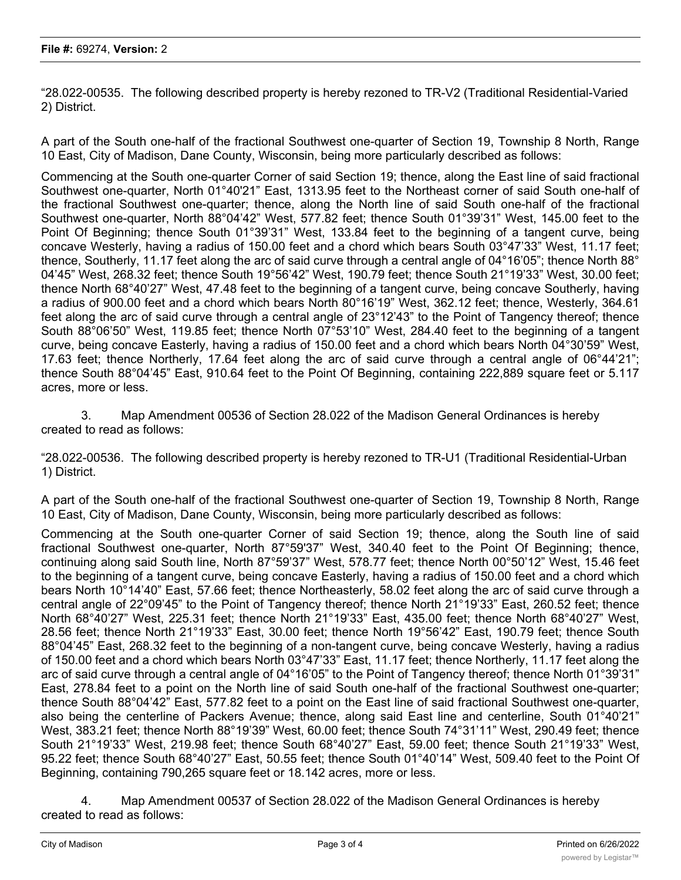"28.022-00535. The following described property is hereby rezoned to TR-V2 (Traditional Residential-Varied 2) District.

A part of the South one-half of the fractional Southwest one-quarter of Section 19, Township 8 North, Range 10 East, City of Madison, Dane County, Wisconsin, being more particularly described as follows:

Commencing at the South one-quarter Corner of said Section 19; thence, along the East line of said fractional Southwest one-quarter, North 01°40'21" East, 1313.95 feet to the Northeast corner of said South one-half of the fractional Southwest one-quarter; thence, along the North line of said South one-half of the fractional Southwest one-quarter, North 88°04'42" West, 577.82 feet; thence South 01°39'31" West, 145.00 feet to the Point Of Beginning; thence South 01°39'31" West, 133.84 feet to the beginning of a tangent curve, being concave Westerly, having a radius of 150.00 feet and a chord which bears South 03°47'33" West, 11.17 feet; thence, Southerly, 11.17 feet along the arc of said curve through a central angle of 04°16'05"; thence North 88° 04'45" West, 268.32 feet; thence South 19°56'42" West, 190.79 feet; thence South 21°19'33" West, 30.00 feet; thence North 68°40'27" West, 47.48 feet to the beginning of a tangent curve, being concave Southerly, having a radius of 900.00 feet and a chord which bears North 80°16'19" West, 362.12 feet; thence, Westerly, 364.61 feet along the arc of said curve through a central angle of 23°12'43" to the Point of Tangency thereof; thence South 88°06'50" West, 119.85 feet; thence North 07°53'10" West, 284.40 feet to the beginning of a tangent curve, being concave Easterly, having a radius of 150.00 feet and a chord which bears North 04°30'59" West, 17.63 feet; thence Northerly, 17.64 feet along the arc of said curve through a central angle of 06°44'21"; thence South 88°04'45" East, 910.64 feet to the Point Of Beginning, containing 222,889 square feet or 5.117 acres, more or less.

3. Map Amendment 00536 of Section 28.022 of the Madison General Ordinances is hereby created to read as follows:

"28.022-00536. The following described property is hereby rezoned to TR-U1 (Traditional Residential-Urban 1) District.

A part of the South one-half of the fractional Southwest one-quarter of Section 19, Township 8 North, Range 10 East, City of Madison, Dane County, Wisconsin, being more particularly described as follows:

Commencing at the South one-quarter Corner of said Section 19; thence, along the South line of said fractional Southwest one-quarter, North 87°59'37" West, 340.40 feet to the Point Of Beginning; thence, continuing along said South line, North 87°59'37" West, 578.77 feet; thence North 00°50'12" West, 15.46 feet to the beginning of a tangent curve, being concave Easterly, having a radius of 150.00 feet and a chord which bears North 10°14'40" East, 57.66 feet; thence Northeasterly, 58.02 feet along the arc of said curve through a central angle of 22°09'45" to the Point of Tangency thereof; thence North 21°19'33" East, 260.52 feet; thence North 68°40'27" West, 225.31 feet; thence North 21°19'33" East, 435.00 feet; thence North 68°40'27" West, 28.56 feet; thence North 21°19'33" East, 30.00 feet; thence North 19°56'42" East, 190.79 feet; thence South 88°04'45" East, 268.32 feet to the beginning of a non-tangent curve, being concave Westerly, having a radius of 150.00 feet and a chord which bears North 03°47'33" East, 11.17 feet; thence Northerly, 11.17 feet along the arc of said curve through a central angle of 04°16'05" to the Point of Tangency thereof; thence North 01°39'31" East, 278.84 feet to a point on the North line of said South one-half of the fractional Southwest one-quarter; thence South 88°04'42" East, 577.82 feet to a point on the East line of said fractional Southwest one-quarter, also being the centerline of Packers Avenue; thence, along said East line and centerline, South 01°40'21" West, 383.21 feet; thence North 88°19'39" West, 60.00 feet; thence South 74°31'11" West, 290.49 feet; thence South 21°19'33" West, 219.98 feet; thence South 68°40'27" East, 59.00 feet; thence South 21°19'33" West, 95.22 feet; thence South 68°40'27" East, 50.55 feet; thence South 01°40'14" West, 509.40 feet to the Point Of Beginning, containing 790,265 square feet or 18.142 acres, more or less.

4. Map Amendment 00537 of Section 28.022 of the Madison General Ordinances is hereby created to read as follows: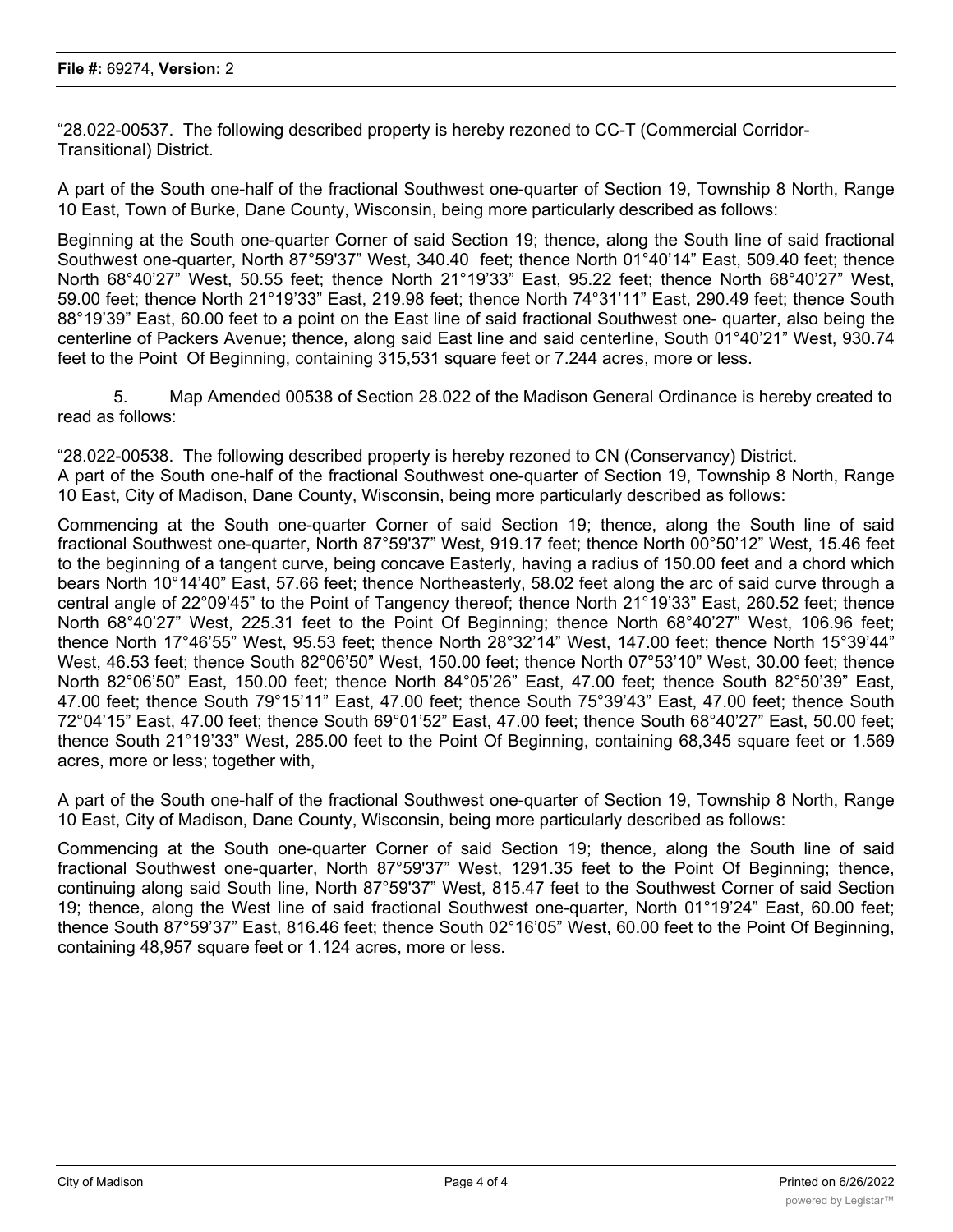"28.022-00537. The following described property is hereby rezoned to CC-T (Commercial Corridor-Transitional) District.

A part of the South one-half of the fractional Southwest one-quarter of Section 19, Township 8 North, Range 10 East, Town of Burke, Dane County, Wisconsin, being more particularly described as follows:

Beginning at the South one-quarter Corner of said Section 19; thence, along the South line of said fractional Southwest one-quarter, North 87°59'37" West, 340.40 feet; thence North 01°40'14" East, 509.40 feet; thence North 68°40'27" West, 50.55 feet; thence North 21°19'33" East, 95.22 feet; thence North 68°40'27" West, 59.00 feet; thence North 21°19'33" East, 219.98 feet; thence North 74°31'11" East, 290.49 feet; thence South 88°19'39" East, 60.00 feet to a point on the East line of said fractional Southwest one- quarter, also being the centerline of Packers Avenue; thence, along said East line and said centerline, South 01°40'21" West, 930.74 feet to the Point Of Beginning, containing 315,531 square feet or 7.244 acres, more or less.

5. Map Amended 00538 of Section 28.022 of the Madison General Ordinance is hereby created to read as follows:

"28.022-00538. The following described property is hereby rezoned to CN (Conservancy) District.

A part of the South one-half of the fractional Southwest one-quarter of Section 19, Township 8 North, Range 10 East, City of Madison, Dane County, Wisconsin, being more particularly described as follows:

Commencing at the South one-quarter Corner of said Section 19; thence, along the South line of said fractional Southwest one-quarter, North 87°59'37" West, 919.17 feet; thence North 00°50'12" West, 15.46 feet to the beginning of a tangent curve, being concave Easterly, having a radius of 150.00 feet and a chord which bears North 10°14'40" East, 57.66 feet; thence Northeasterly, 58.02 feet along the arc of said curve through a central angle of 22°09'45" to the Point of Tangency thereof; thence North 21°19'33" East, 260.52 feet; thence North 68°40'27" West, 225.31 feet to the Point Of Beginning; thence North 68°40'27" West, 106.96 feet; thence North 17°46'55" West, 95.53 feet; thence North 28°32'14" West, 147.00 feet; thence North 15°39'44" West, 46.53 feet; thence South 82°06'50" West, 150.00 feet; thence North 07°53'10" West, 30.00 feet; thence North 82°06'50" East, 150.00 feet; thence North 84°05'26" East, 47.00 feet; thence South 82°50'39" East, 47.00 feet; thence South 79°15'11" East, 47.00 feet; thence South 75°39'43" East, 47.00 feet; thence South 72°04'15" East, 47.00 feet; thence South 69°01'52" East, 47.00 feet; thence South 68°40'27" East, 50.00 feet; thence South 21°19'33" West, 285.00 feet to the Point Of Beginning, containing 68,345 square feet or 1.569 acres, more or less; together with,

A part of the South one-half of the fractional Southwest one-quarter of Section 19, Township 8 North, Range 10 East, City of Madison, Dane County, Wisconsin, being more particularly described as follows:

Commencing at the South one-quarter Corner of said Section 19; thence, along the South line of said fractional Southwest one-quarter, North 87°59'37" West, 1291.35 feet to the Point Of Beginning; thence, continuing along said South line, North 87°59'37" West, 815.47 feet to the Southwest Corner of said Section 19; thence, along the West line of said fractional Southwest one-quarter, North 01°19'24" East, 60.00 feet; thence South 87°59'37" East, 816.46 feet; thence South 02°16'05" West, 60.00 feet to the Point Of Beginning, containing 48,957 square feet or 1.124 acres, more or less.